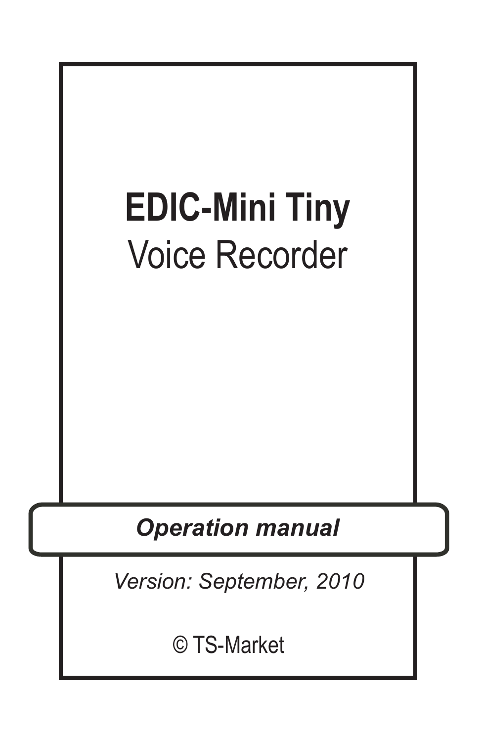# EDIC-Mini Tiny

## Voice Recorder

***Operation manual***

*Version: September, 2010*

© TS-Market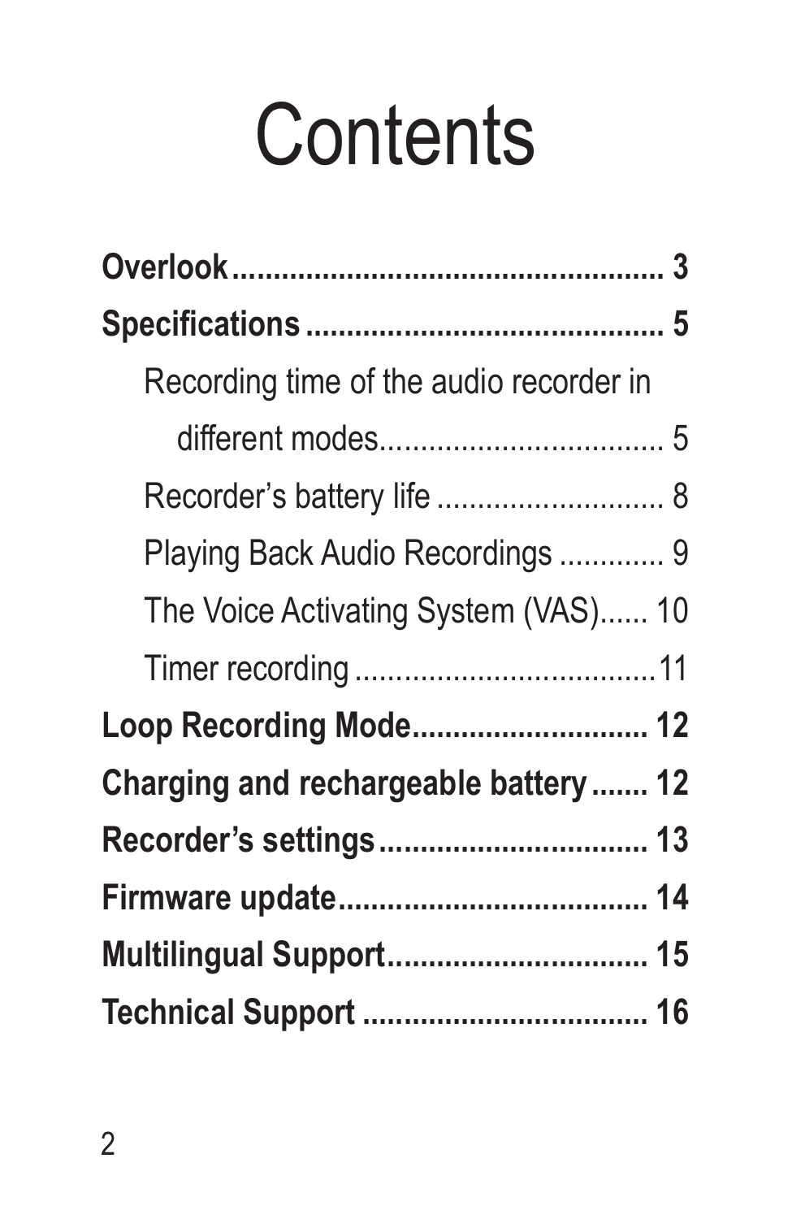# Contents

**Overlook.................................................... 3**

**Specifications .......................................... 5**

Recording time of the audio recorder in different modes................................... 5

Recorder's battery life ............................ 8

Playing Back Audio Recordings ............. 9

The Voice Activating System (VAS)...... 10

Timer recording .....................................11

**Loop Recording Mode............................ 12**

**Charging and rechargeable battery ....... 12**

**Recorder's settings................................ 13**

**Firmware update..................................... 14**

**Multilingual Support............................... 15**

**Technical Support .................................. 16**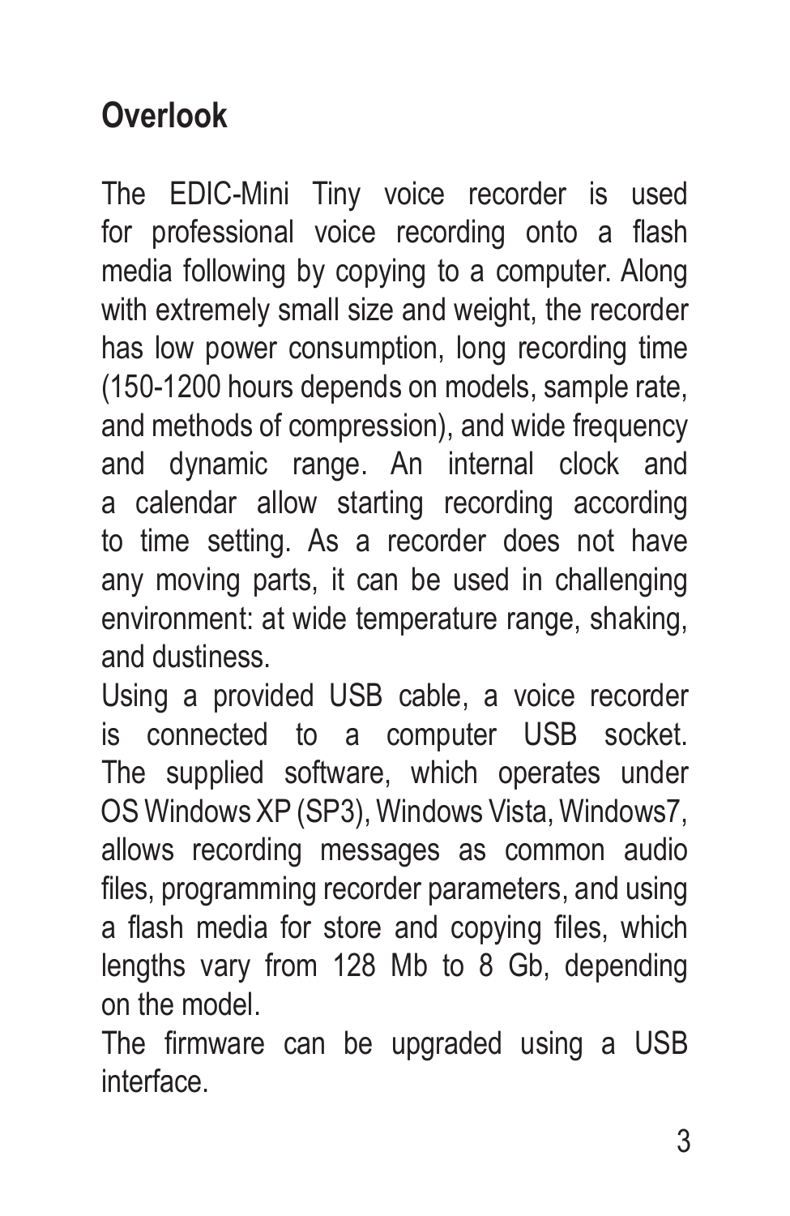## Overlook

The EDIC-Mini Tiny voice recorder is used for professional voice recording onto a flash media following by copying to a computer. Along with extremely small size and weight, the recorder has low power consumption, long recording time (150-1200 hours depends on models, sample rate, and methods of compression), and wide frequency and dynamic range. An internal clock and a calendar allow starting recording according to time setting. As a recorder does not have any moving parts, it can be used in challenging environment: at wide temperature range, shaking, and dustiness.

Using a provided USB cable, a voice recorder is connected to a computer USB socket. The supplied software, which operates under OS Windows XP (SP3), Windows Vista, Windows7, allows recording messages as common audio files, programming recorder parameters, and using a flash media for store and copying files, which lengths vary from 128 Mb to 8 Gb, depending on the model.

The firmware can be upgraded using a USB interface.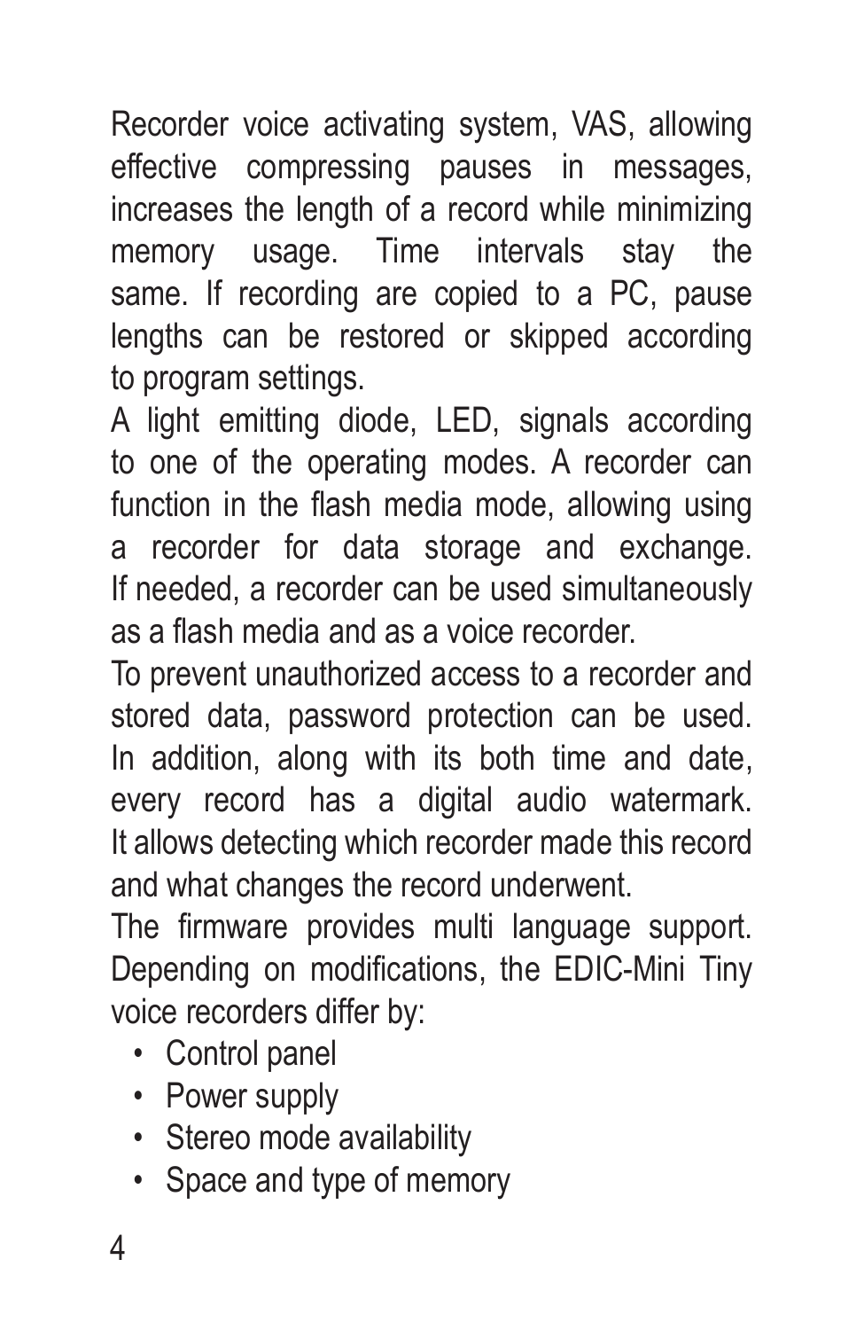Recorder voice activating system, VAS, allowing effective compressing pauses in messages, increases the length of a record while minimizing memory usage. Time intervals stay the same. If recording are copied to a PC, pause lengths can be restored or skipped according to program settings.

A light emitting diode, LED, signals according to one of the operating modes. A recorder can function in the flash media mode, allowing using a recorder for data storage and exchange. If needed, a recorder can be used simultaneously as a flash media and as a voice recorder.

To prevent unauthorized access to a recorder and stored data, password protection can be used. In addition, along with its both time and date, every record has a digital audio watermark. It allows detecting which recorder made this record and what changes the record underwent.

The firmware provides multi language support. Depending on modifications, the EDIC-Mini Tiny voice recorders differ by:

- Control panel
- Power supply
- Stereo mode availability
- Space and type of memory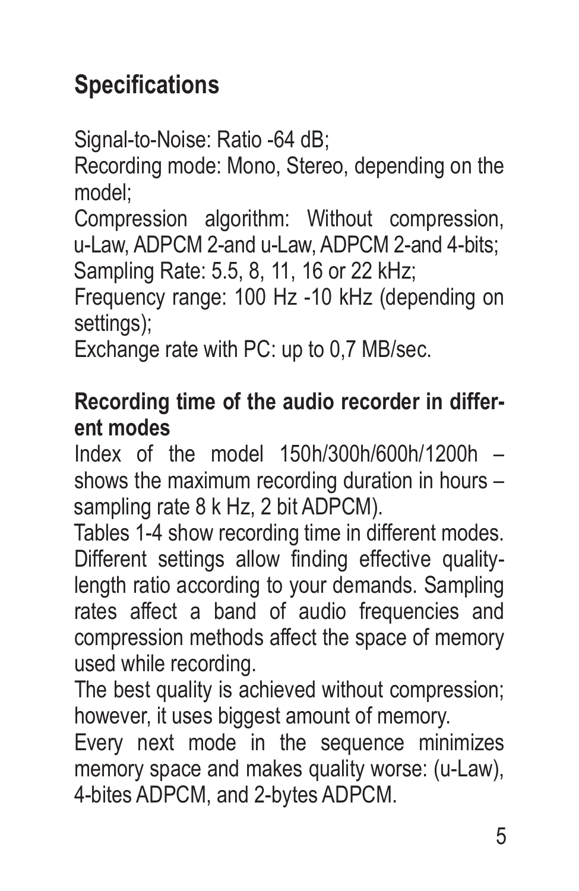## Specifications

Signal-to-Noise: Ratio -64 dB;
Recording mode: Mono, Stereo, depending on the model;
Compression algorithm: Without compression, u-Law, ADPCM 2-and u-Law, ADPCM 2-and 4-bits;
Sampling Rate: 5.5, 8, 11, 16 or 22 kHz;
Frequency range: 100 Hz -10 kHz (depending on settings);
Exchange rate with PC: up to 0,7 MB/sec.

**Recording time of the audio recorder in different modes**

Index of the model 150h/300h/600h/1200h – shows the maximum recording duration in hours – sampling rate 8 k Hz, 2 bit ADPCM).

Tables 1-4 show recording time in different modes. Different settings allow finding effective quality-length ratio according to your demands. Sampling rates affect a band of audio frequencies and compression methods affect the space of memory used while recording.

The best quality is achieved without compression; however, it uses biggest amount of memory.

Every next mode in the sequence minimizes memory space and makes quality worse: (u-Law), 4-bites ADPCM, and 2-bytes ADPCM.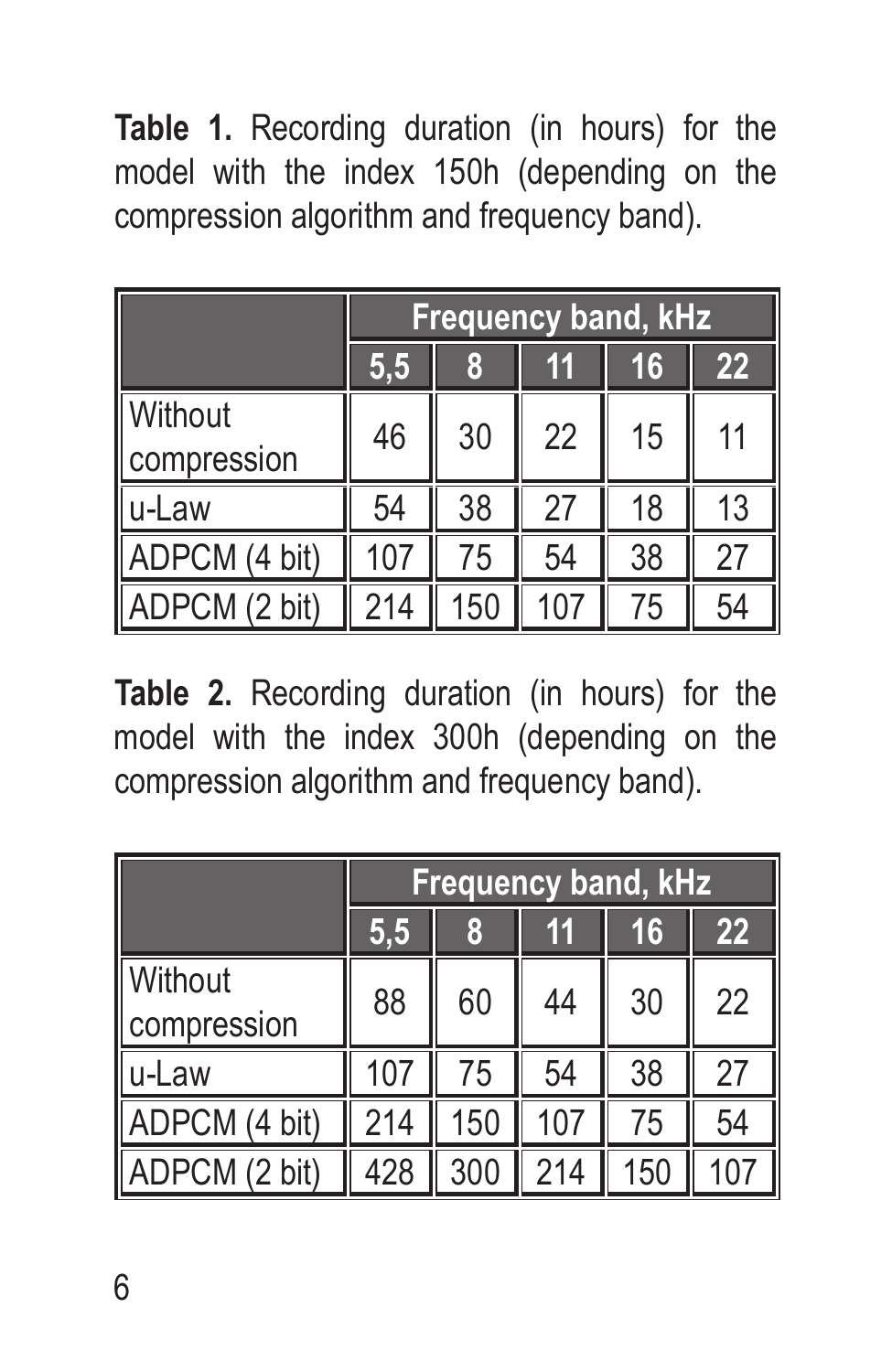**Table 1.** Recording duration (in hours) for the model with the index 150h (depending on the compression algorithm and frequency band).

| | Frequency band, kHz | | | | |
|---|---|---|---|---|---|
| | 5,5 | 8 | 11 | 16 | 22 |
| Without compression | 46 | 30 | 22 | 15 | 11 |
| u-Law | 54 | 38 | 27 | 18 | 13 |
| ADPCM (4 bit) | 107 | 75 | 54 | 38 | 27 |
| ADPCM (2 bit) | 214 | 150 | 107 | 75 | 54 |

**Table 2.** Recording duration (in hours) for the model with the index 300h (depending on the compression algorithm and frequency band).

| | Frequency band, kHz | | | | |
|---|---|---|---|---|---|
| | 5,5 | 8 | 11 | 16 | 22 |
| Without compression | 88 | 60 | 44 | 30 | 22 |
| u-Law | 107 | 75 | 54 | 38 | 27 |
| ADPCM (4 bit) | 214 | 150 | 107 | 75 | 54 |
| ADPCM (2 bit) | 428 | 300 | 214 | 150 | 107 |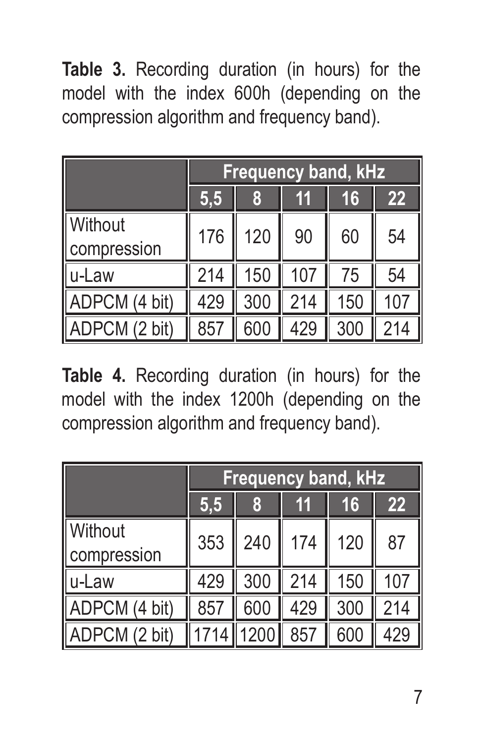**Table 3.** Recording duration (in hours) for the model with the index 600h (depending on the compression algorithm and frequency band).

| | Frequency band, kHz | | | | |
|---|---|---|---|---|---|
| | 5,5 | 8 | 11 | 16 | 22 |
| Without compression | 176 | 120 | 90 | 60 | 54 |
| u-Law | 214 | 150 | 107 | 75 | 54 |
| ADPCM (4 bit) | 429 | 300 | 214 | 150 | 107 |
| ADPCM (2 bit) | 857 | 600 | 429 | 300 | 214 |

**Table 4.** Recording duration (in hours) for the model with the index 1200h (depending on the compression algorithm and frequency band).

| | Frequency band, kHz | | | | |
|---|---|---|---|---|---|
| | 5,5 | 8 | 11 | 16 | 22 |
| Without compression | 353 | 240 | 174 | 120 | 87 |
| u-Law | 429 | 300 | 214 | 150 | 107 |
| ADPCM (4 bit) | 857 | 600 | 429 | 300 | 214 |
| ADPCM (2 bit) | 1714 | 1200 | 857 | 600 | 429 |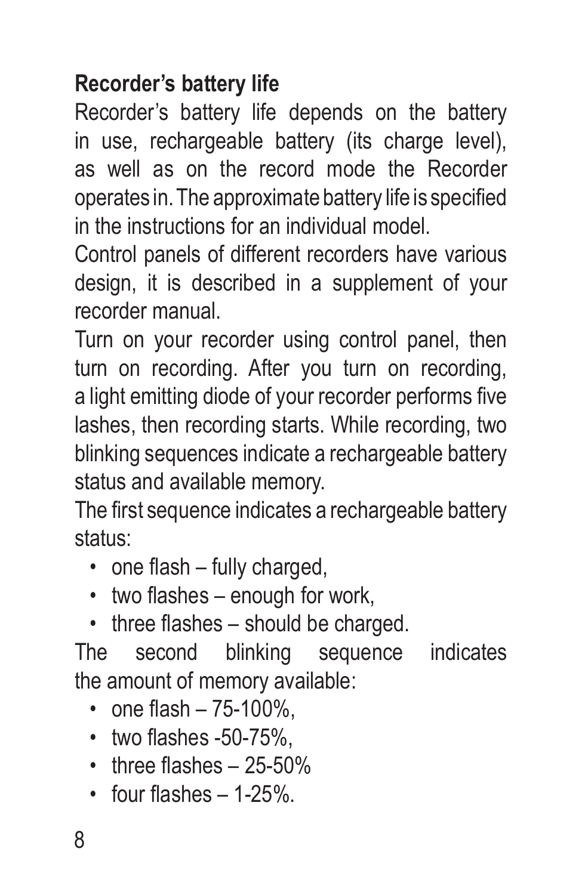**Recorder's battery life**

Recorder's battery life depends on the battery in use, rechargeable battery (its charge level), as well as on the record mode the Recorder operates in. The approximate battery life is specified in the instructions for an individual model.

Control panels of different recorders have various design, it is described in a supplement of your recorder manual.

Turn on your recorder using control panel, then turn on recording. After you turn on recording, a light emitting diode of your recorder performs five lashes, then recording starts. While recording, two blinking sequences indicate a rechargeable battery status and available memory.

The first sequence indicates a rechargeable battery status:

- one flash – fully charged,
- two flashes – enough for work,
- three flashes – should be charged.

The second blinking sequence indicates the amount of memory available:

- one flash – 75-100%,
- two flashes -50-75%,
- three flashes – 25-50%
- four flashes – 1-25%.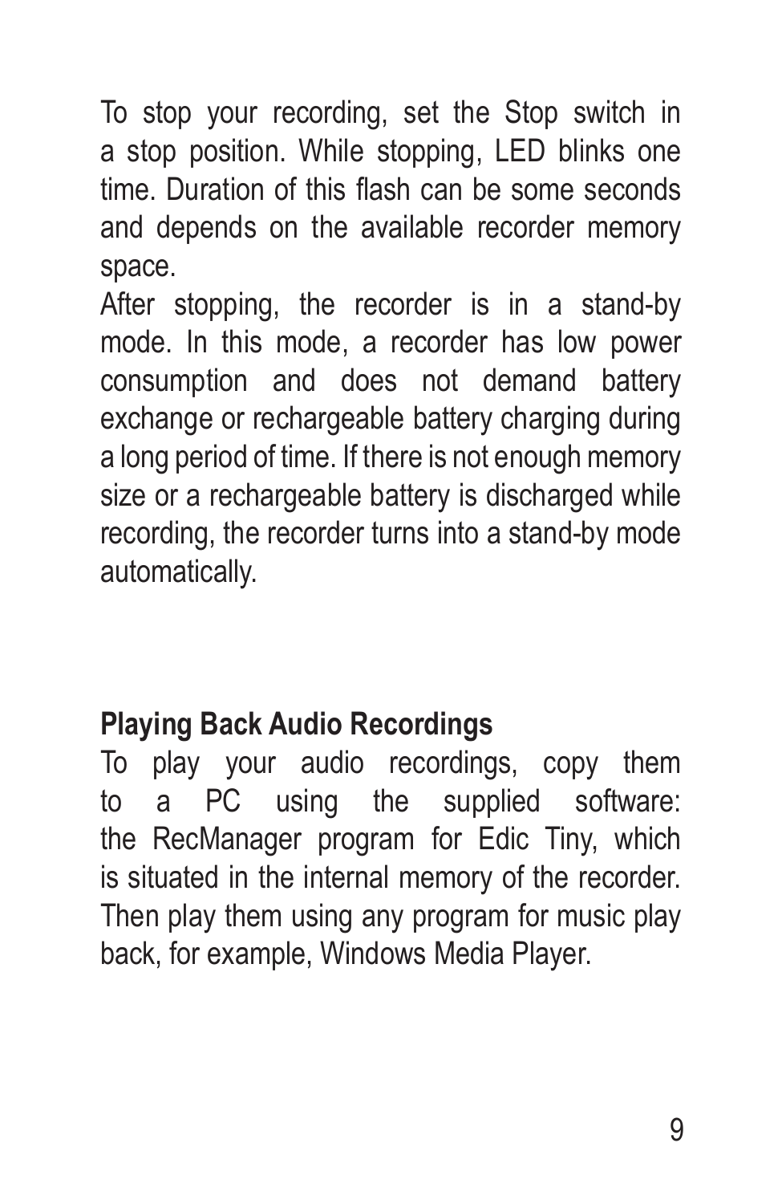To stop your recording, set the Stop switch in a stop position. While stopping, LED blinks one time. Duration of this flash can be some seconds and depends on the available recorder memory space.

After stopping, the recorder is in a stand-by mode. In this mode, a recorder has low power consumption and does not demand battery exchange or rechargeable battery charging during a long period of time. If there is not enough memory size or a rechargeable battery is discharged while recording, the recorder turns into a stand-by mode automatically.

**Playing Back Audio Recordings**

To play your audio recordings, copy them to a PC using the supplied software: the RecManager program for Edic Tiny, which is situated in the internal memory of the recorder. Then play them using any program for music play back, for example, Windows Media Player.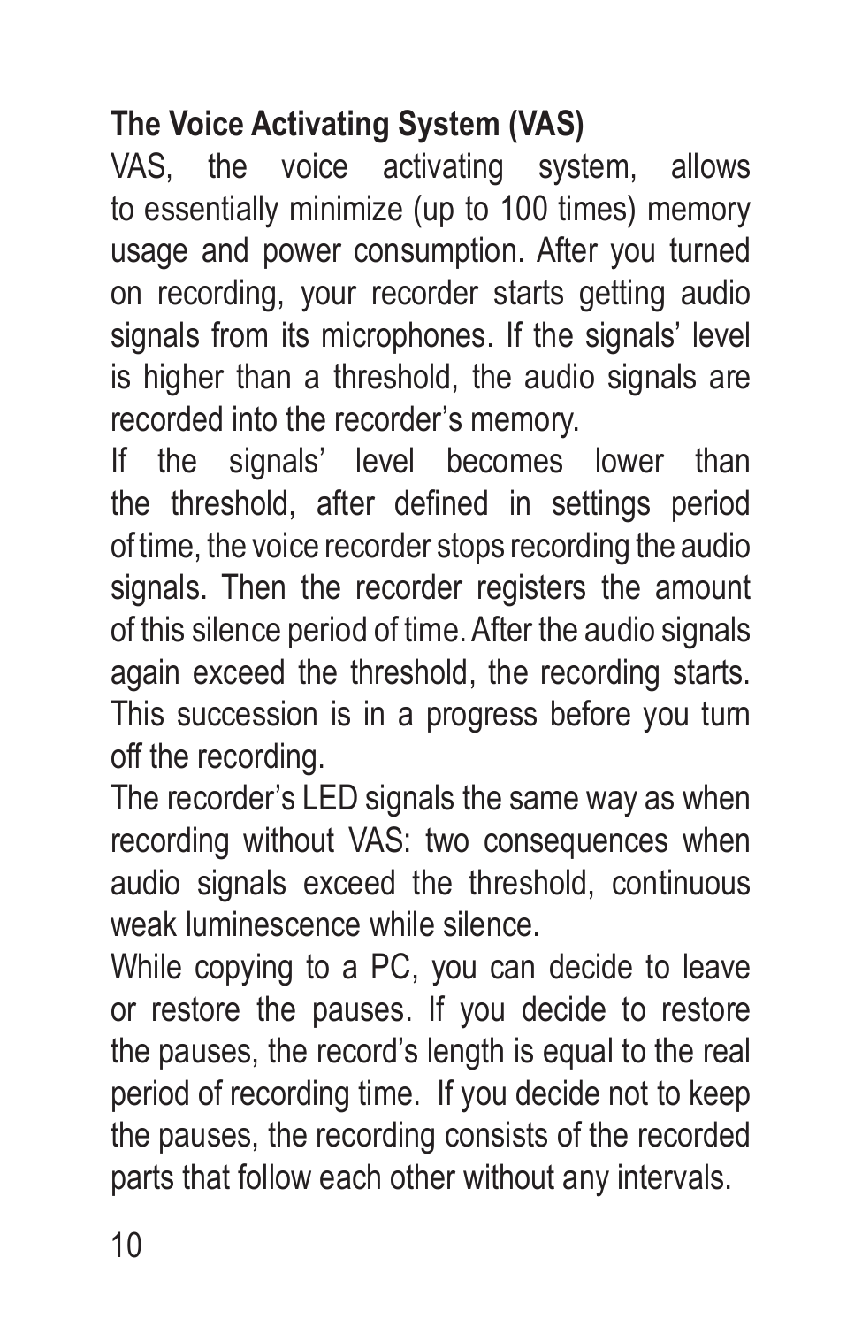## The Voice Activating System (VAS)

VAS, the voice activating system, allows to essentially minimize (up to 100 times) memory usage and power consumption. After you turned on recording, your recorder starts getting audio signals from its microphones. If the signals' level is higher than a threshold, the audio signals are recorded into the recorder's memory.

If the signals' level becomes lower than the threshold, after defined in settings period of time, the voice recorder stops recording the audio signals. Then the recorder registers the amount of this silence period of time. After the audio signals again exceed the threshold, the recording starts. This succession is in a progress before you turn off the recording.

The recorder's LED signals the same way as when recording without VAS: two consequences when audio signals exceed the threshold, continuous weak luminescence while silence.

While copying to a PC, you can decide to leave or restore the pauses. If you decide to restore the pauses, the record's length is equal to the real period of recording time. If you decide not to keep the pauses, the recording consists of the recorded parts that follow each other without any intervals.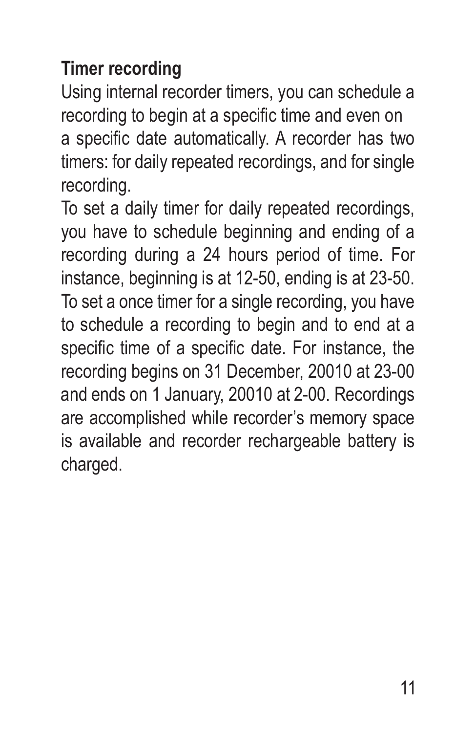**Timer recording**

Using internal recorder timers, you can schedule a recording to begin at a specific time and even on a specific date automatically. A recorder has two timers: for daily repeated recordings, and for single recording.

To set a daily timer for daily repeated recordings, you have to schedule beginning and ending of a recording during a 24 hours period of time. For instance, beginning is at 12-50, ending is at 23-50.

To set a once timer for a single recording, you have to schedule a recording to begin and to end at a specific time of a specific date. For instance, the recording begins on 31 December, 20010 at 23-00 and ends on 1 January, 20010 at 2-00. Recordings are accomplished while recorder's memory space is available and recorder rechargeable battery is charged.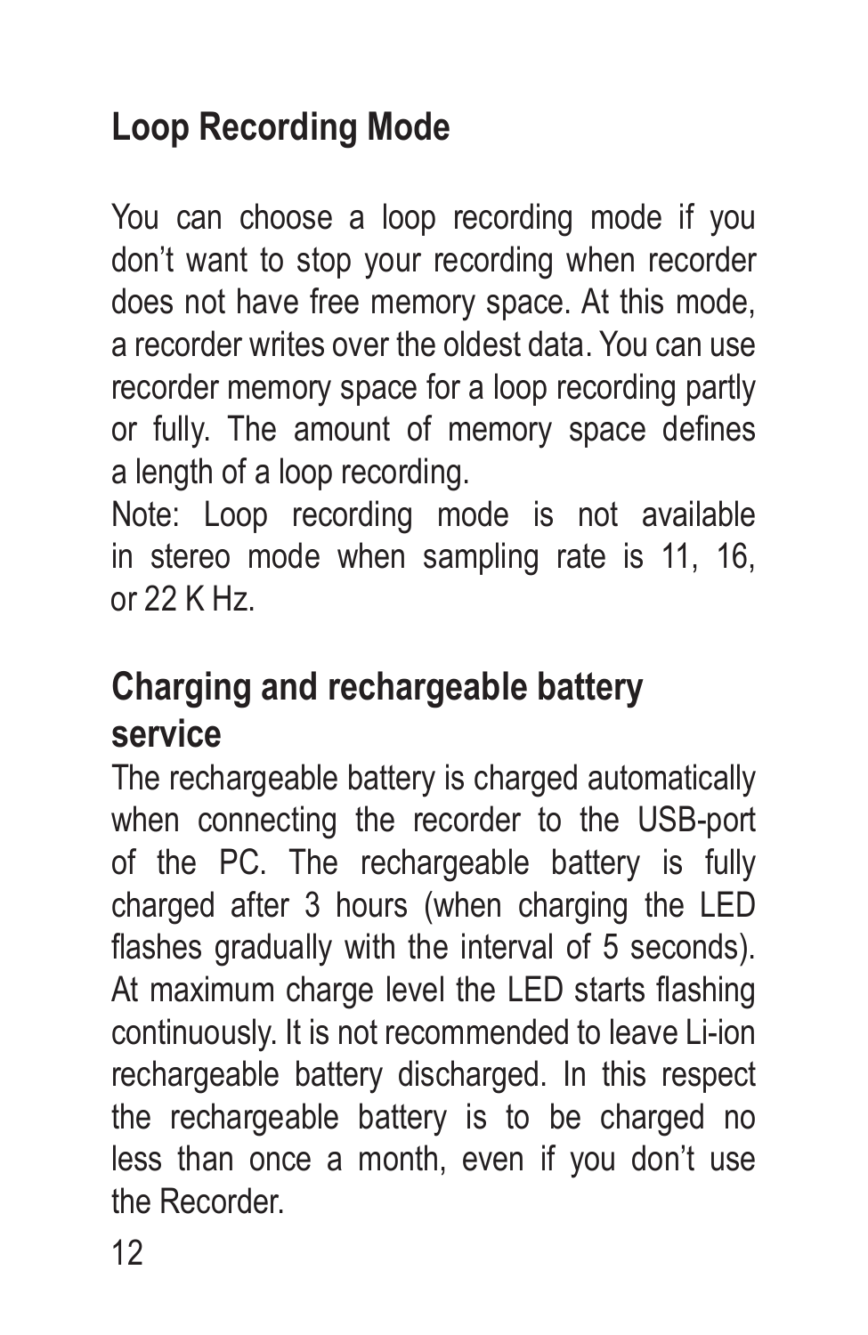## Loop Recording Mode

You can choose a loop recording mode if you don't want to stop your recording when recorder does not have free memory space. At this mode, a recorder writes over the oldest data. You can use recorder memory space for a loop recording partly or fully. The amount of memory space defines a length of a loop recording.

Note: Loop recording mode is not available in stereo mode when sampling rate is 11, 16, or 22 K Hz.

## Charging and rechargeable battery service

The rechargeable battery is charged automatically when connecting the recorder to the USB-port of the PC. The rechargeable battery is fully charged after 3 hours (when charging the LED flashes gradually with the interval of 5 seconds). At maximum charge level the LED starts flashing continuously. It is not recommended to leave Li-ion rechargeable battery discharged. In this respect the rechargeable battery is to be charged no less than once a month, even if you don't use the Recorder.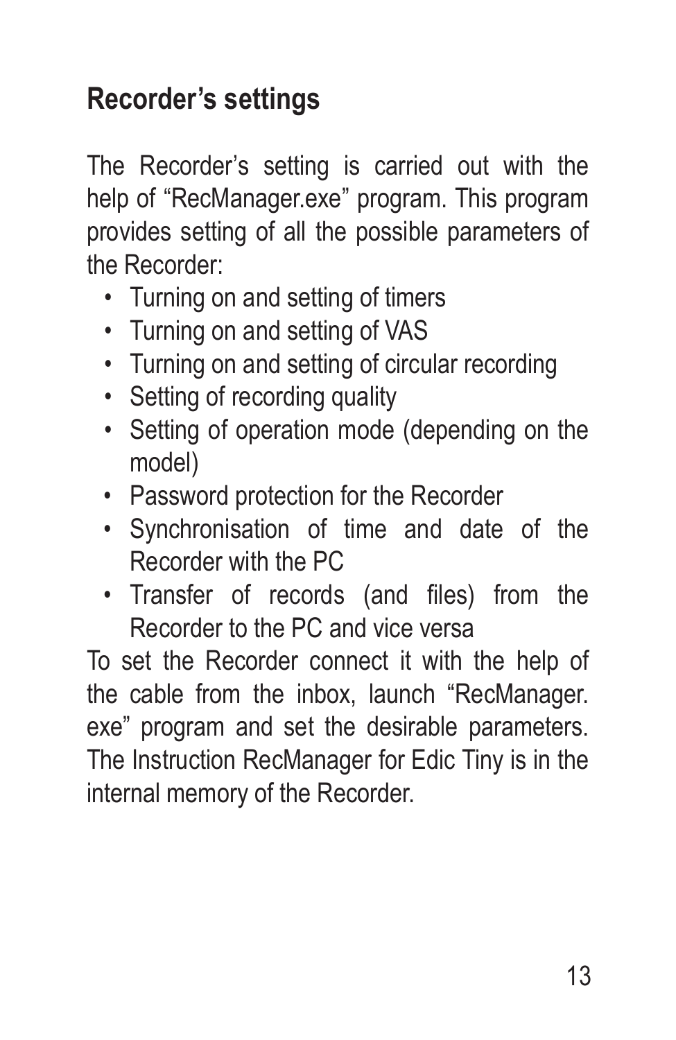## Recorder's settings

The Recorder's setting is carried out with the help of "RecManager.exe" program. This program provides setting of all the possible parameters of the Recorder:

- Turning on and setting of timers
- Turning on and setting of VAS
- Turning on and setting of circular recording
- Setting of recording quality
- Setting of operation mode (depending on the model)
- Password protection for the Recorder
- Synchronisation of time and date of the Recorder with the PC
- Transfer of records (and files) from the Recorder to the PC and vice versa

To set the Recorder connect it with the help of the cable from the inbox, launch "RecManager.exe" program and set the desirable parameters. The Instruction RecManager for Edic Tiny is in the internal memory of the Recorder.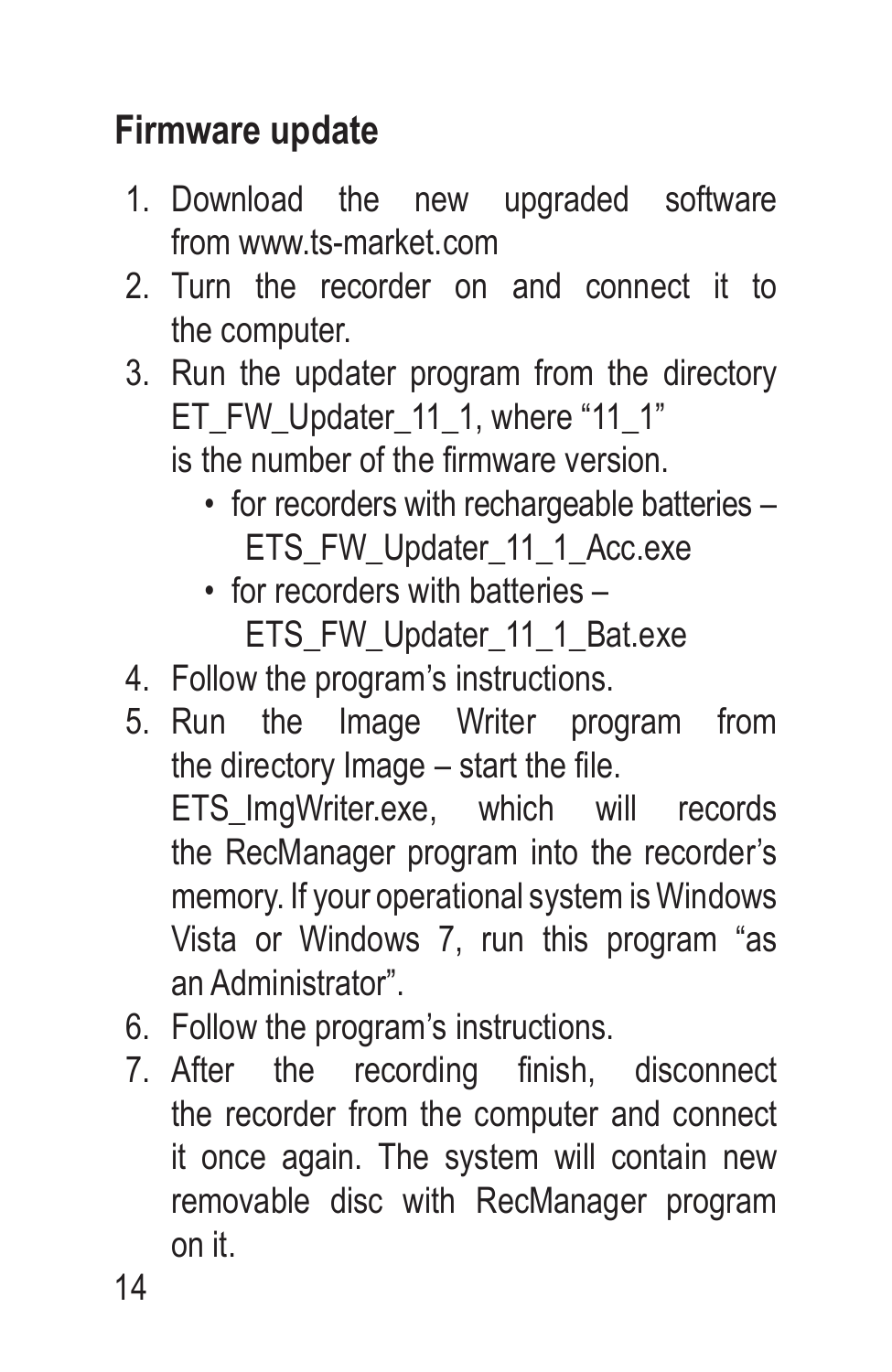## Firmware update

1. Download the new upgraded software from www.ts-market.com
2. Turn the recorder on and connect it to the computer.
3. Run the updater program from the directory ET_FW_Updater_11_1, where "11_1" is the number of the firmware version.
   - for recorders with rechargeable batteries – ETS_FW_Updater_11_1_Acc.exe
   - for recorders with batteries – ETS_FW_Updater_11_1_Bat.exe
4. Follow the program's instructions.
5. Run the Image Writer program from the directory Image – start the file. ETS_ImgWriter.exe, which will records the RecManager program into the recorder's memory. If your operational system is Windows Vista or Windows 7, run this program "as an Administrator".
6. Follow the program's instructions.
7. After the recording finish, disconnect the recorder from the computer and connect it once again. The system will contain new removable disc with RecManager program on it.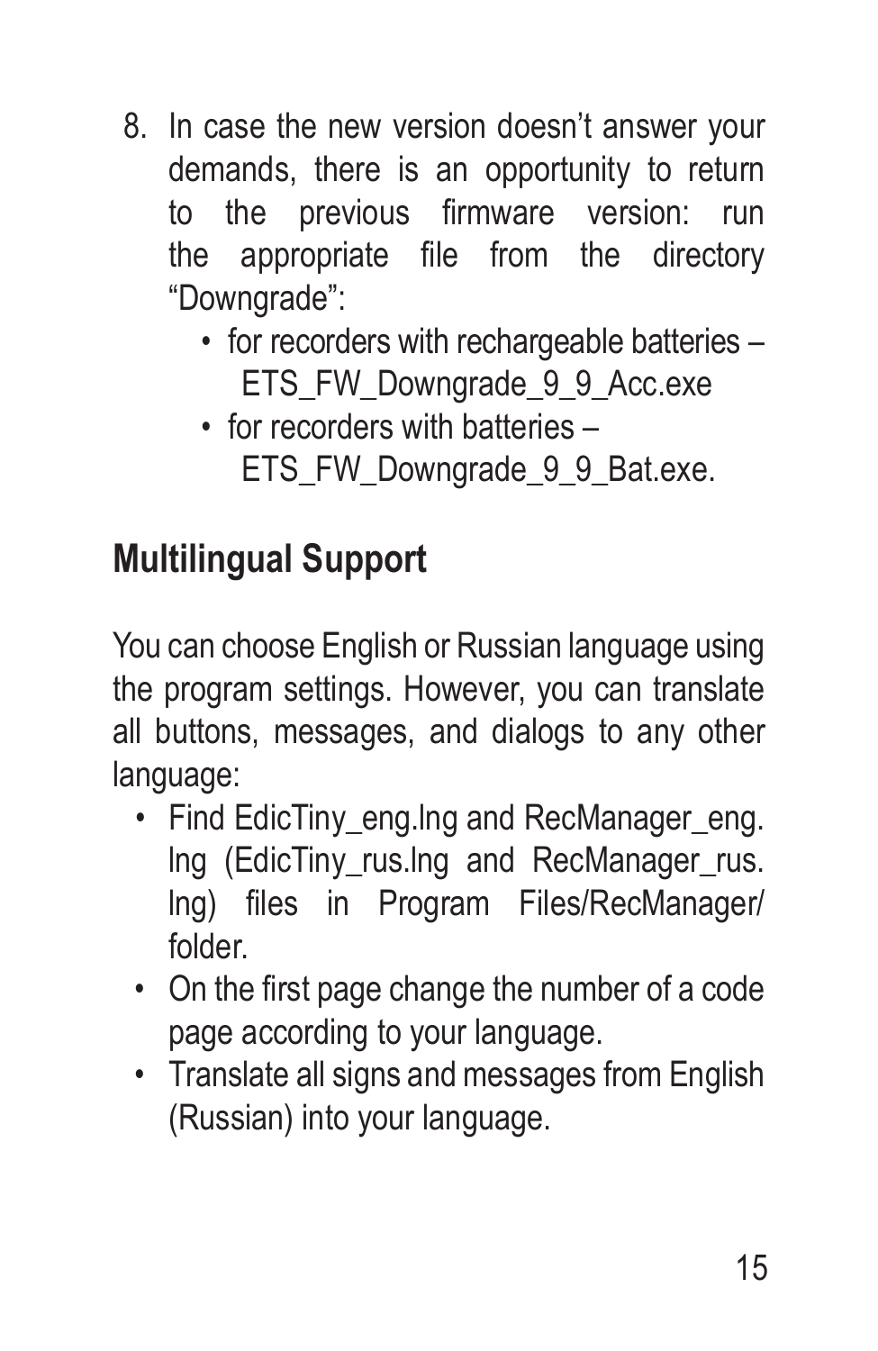8. In case the new version doesn't answer your demands, there is an opportunity to return to the previous firmware version: run the appropriate file from the directory "Downgrade":
   - for recorders with rechargeable batteries – ETS_FW_Downgrade_9_9_Acc.exe
   - for recorders with batteries – ETS_FW_Downgrade_9_9_Bat.exe.

## Multilingual Support

You can choose English or Russian language using the program settings. However, you can translate all buttons, messages, and dialogs to any other language:

- Find EdicTiny_eng.lng and RecManager_eng.lng (EdicTiny_rus.lng and RecManager_rus.lng) files in Program Files/RecManager/ folder.
- On the first page change the number of a code page according to your language.
- Translate all signs and messages from English (Russian) into your language.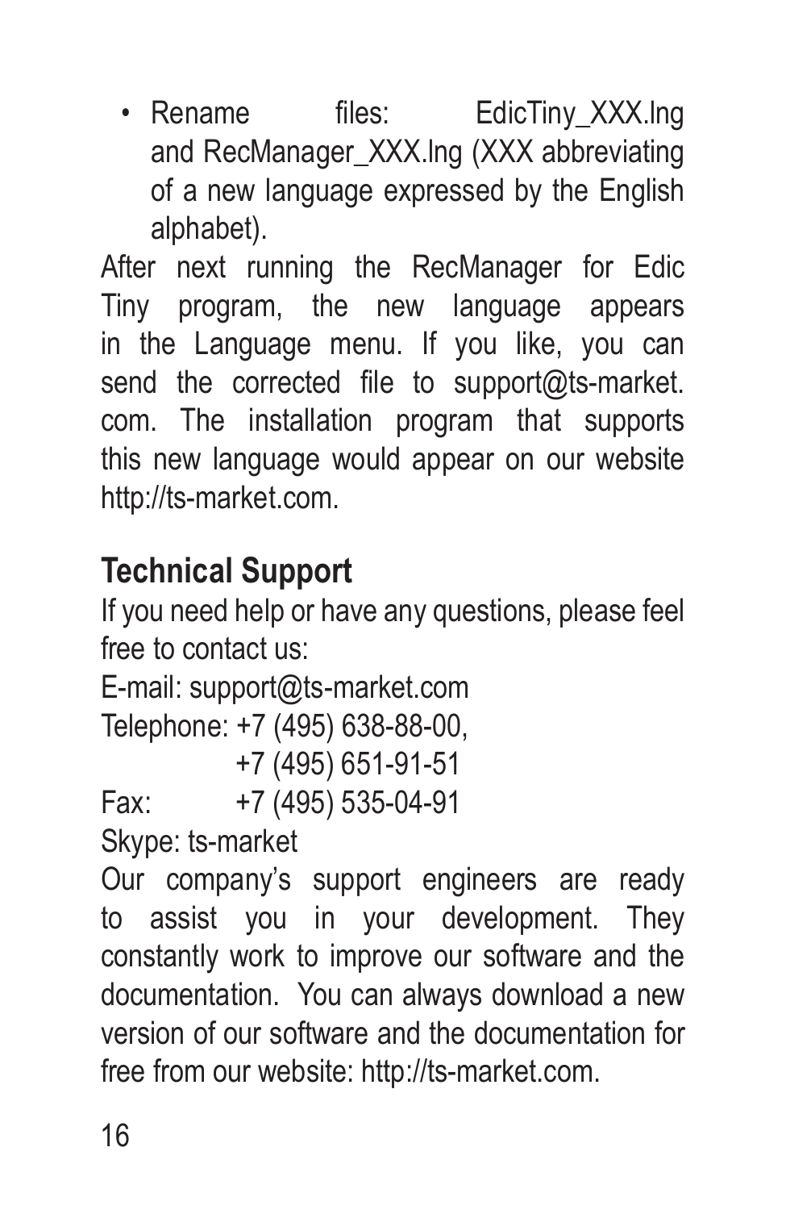- Rename files: EdicTiny_XXX.lng and RecManager_XXX.lng (XXX abbreviating of a new language expressed by the English alphabet).

After next running the RecManager for Edic Tiny program, the new language appears in the Language menu. If you like, you can send the corrected file to support@ts-market.com. The installation program that supports this new language would appear on our website http://ts-market.com.

## Technical Support

If you need help or have any questions, please feel free to contact us:

E-mail: support@ts-market.com

Telephone: +7 (495) 638-88-00,
+7 (495) 651-91-51

Fax: +7 (495) 535-04-91

Skype: ts-market

Our company's support engineers are ready to assist you in your development. They constantly work to improve our software and the documentation. You can always download a new version of our software and the documentation for free from our website: http://ts-market.com.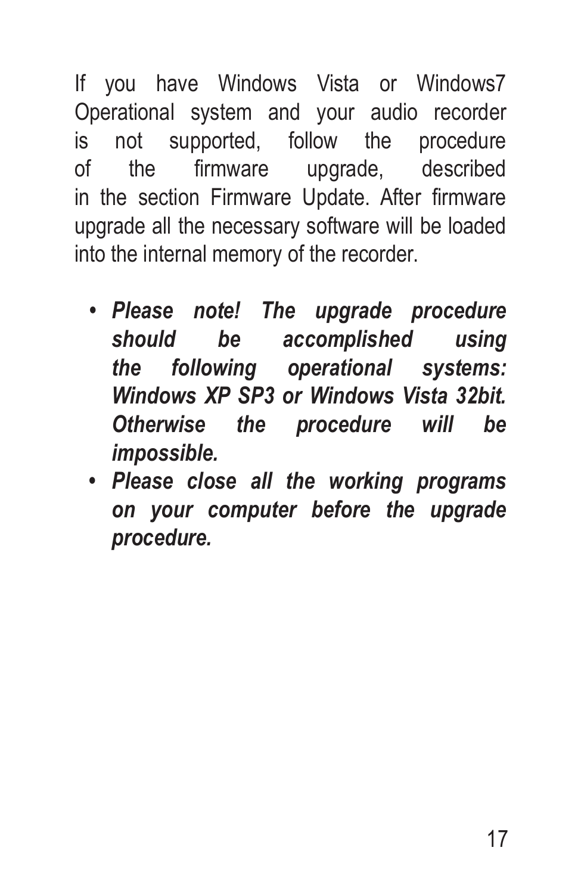If you have Windows Vista or Windows7 Operational system and your audio recorder is not supported, follow the procedure of the firmware upgrade, described in the section Firmware Update. After firmware upgrade all the necessary software will be loaded into the internal memory of the recorder.

- ***Please note! The upgrade procedure should be accomplished using the following operational systems: Windows XP SP3 or Windows Vista 32bit. Otherwise the procedure will be impossible.***
- ***Please close all the working programs on your computer before the upgrade procedure.***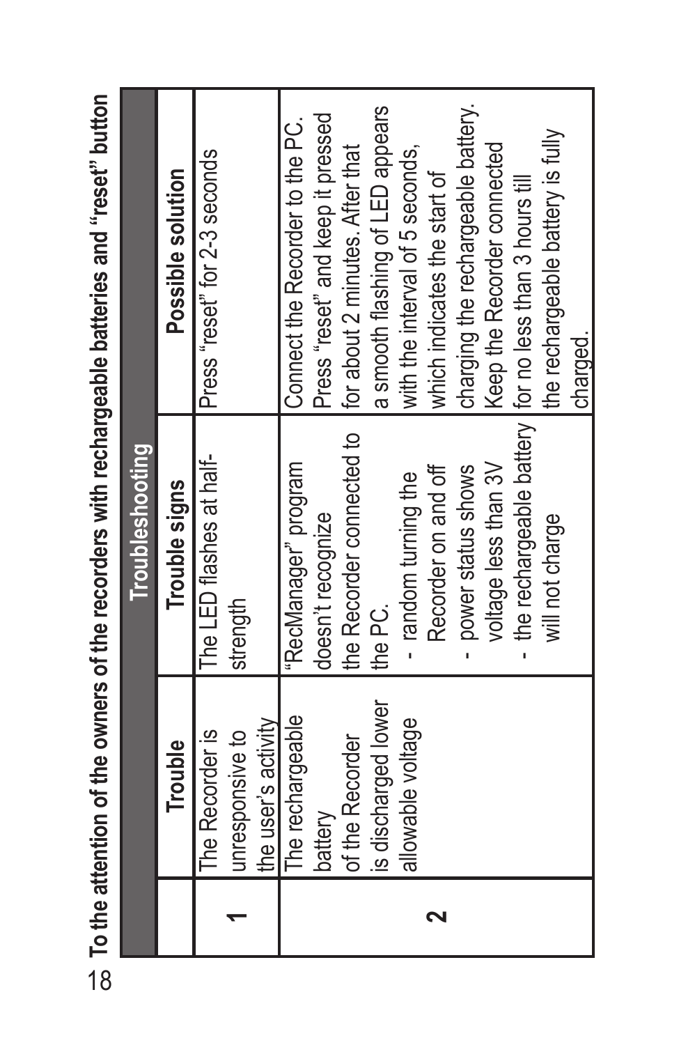**To the attention of the owners of the recorders with rechargeable batteries and "reset" button**

| Troubleshooting | | | |
|---|---|---|---|
| | **Trouble** | **Trouble signs** | **Possible solution** |
| **1** | The Recorder is unresponsive to the user's activity | The LED flashes at half-strength | Press "reset" for 2-3 seconds |
| **2** | The rechargeable battery of the Recorder is discharged lower allowable voltage | "RecManager" program doesn't recognize the Recorder connected to the PC.<br>- random turning the Recorder on and off<br>- power status shows voltage less than 3V<br>- the rechargeable battery will not charge | Connect the Recorder to the PC. Press "reset" and keep it pressed for about 2 minutes. After that a smooth flashing of LED appears with the interval of 5 seconds, which indicates the start of charging the rechargeable battery. Keep the Recorder connected for no less than 3 hours till the rechargeable battery is fully charged. |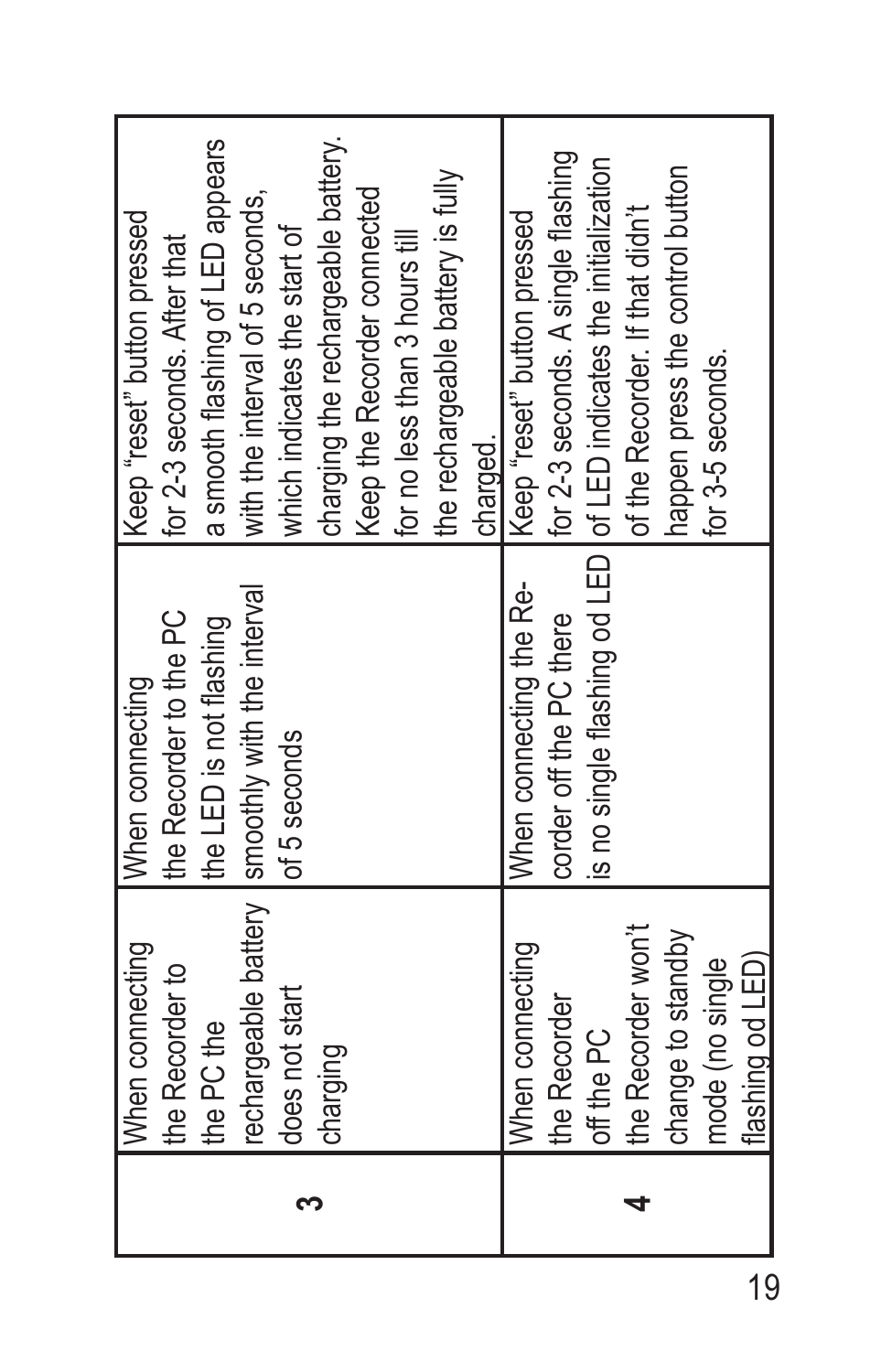| | | | |
|---|---|---|---|
| **3** | When connecting the Recorder to the PC the rechargeable battery does not start charging | When connecting the Recorder to the PC the LED is not flashing smoothly with the interval of 5 seconds | Keep "reset" button pressed for 2-3 seconds. After that a smooth flashing of LED appears with the interval of 5 seconds, which indicates the start of charging the rechargeable battery. Keep the Recorder connected for no less than 3 hours till the rechargeable battery is fully charged. |
| **4** | When connecting the Recorder off the PC the Recorder won't change to standby mode (no single flashing od LED) | When connecting the Re-corder off the PC there is no single flashing od LED | Keep "reset" button pressed for 2-3 seconds. A single flashing of LED indicates the initialization of the Recorder. If that didn't happen press the control button for 3-5 seconds. |